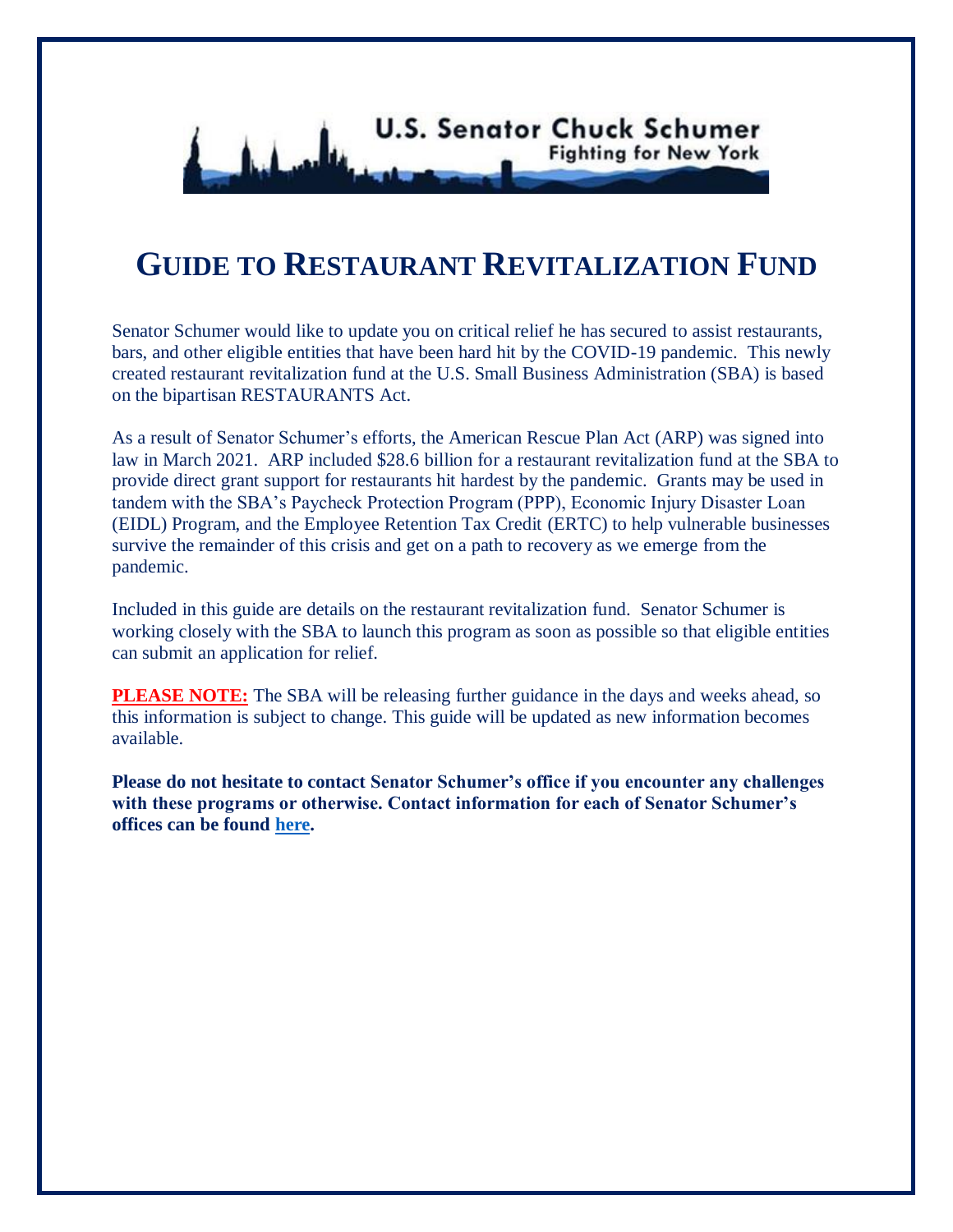U.S. Senator Chuck Schumer
Fighting for New York

# GUIDE TO RESTAURANT REVITALIZATION FUND

Senator Schumer would like to update you on critical relief he has secured to assist restaurants, bars, and other eligible entities that have been hard hit by the COVID-19 pandemic. This newly created restaurant revitalization fund at the U.S. Small Business Administration (SBA) is based on the bipartisan RESTAURANTS Act.

As a result of Senator Schumer's efforts, the American Rescue Plan Act (ARP) was signed into law in March 2021. ARP included $28.6 billion for a restaurant revitalization fund at the SBA to provide direct grant support for restaurants hit hardest by the pandemic. Grants may be used in tandem with the SBA's Paycheck Protection Program (PPP), Economic Injury Disaster Loan (EIDL) Program, and the Employee Retention Tax Credit (ERTC) to help vulnerable businesses survive the remainder of this crisis and get on a path to recovery as we emerge from the pandemic.

Included in this guide are details on the restaurant revitalization fund. Senator Schumer is working closely with the SBA to launch this program as soon as possible so that eligible entities can submit an application for relief.

**PLEASE NOTE:** The SBA will be releasing further guidance in the days and weeks ahead, so this information is subject to change. This guide will be updated as new information becomes available.

**Please do not hesitate to contact Senator Schumer's office if you encounter any challenges with these programs or otherwise. Contact information for each of Senator Schumer's offices can be found here.**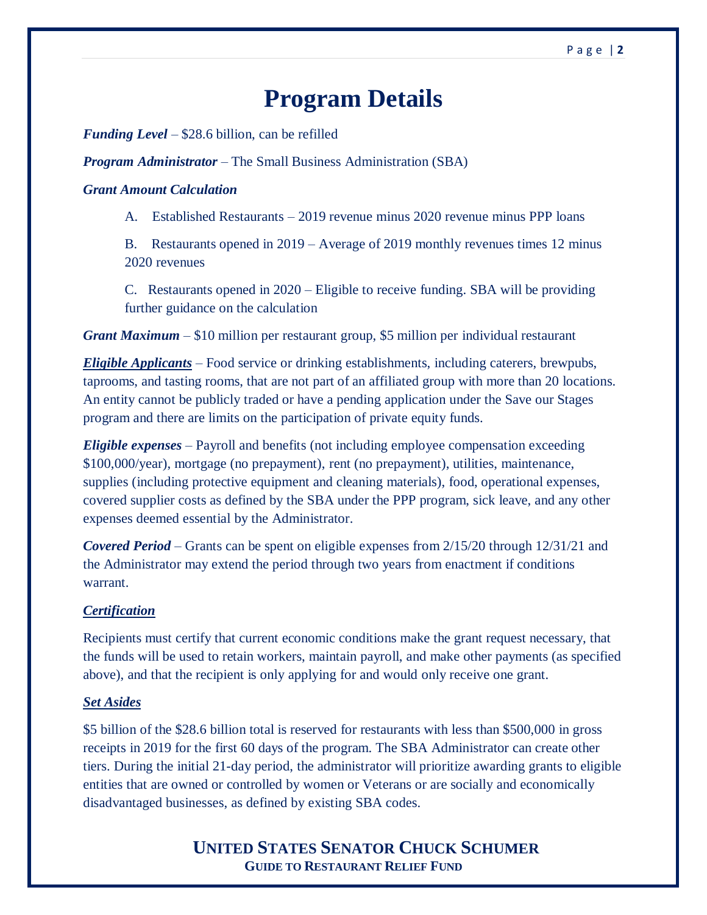# Program Details

***Funding Level*** – $28.6 billion, can be refilled

***Program Administrator*** – The Small Business Administration (SBA)

***Grant Amount Calculation***

A. Established Restaurants – 2019 revenue minus 2020 revenue minus PPP loans

B. Restaurants opened in 2019 – Average of 2019 monthly revenues times 12 minus 2020 revenues

C. Restaurants opened in 2020 – Eligible to receive funding. SBA will be providing further guidance on the calculation

***Grant Maximum*** – $10 million per restaurant group, $5 million per individual restaurant

***Eligible Applicants*** – Food service or drinking establishments, including caterers, brewpubs, taprooms, and tasting rooms, that are not part of an affiliated group with more than 20 locations. An entity cannot be publicly traded or have a pending application under the Save our Stages program and there are limits on the participation of private equity funds.

***Eligible expenses*** – Payroll and benefits (not including employee compensation exceeding $100,000/year), mortgage (no prepayment), rent (no prepayment), utilities, maintenance, supplies (including protective equipment and cleaning materials), food, operational expenses, covered supplier costs as defined by the SBA under the PPP program, sick leave, and any other expenses deemed essential by the Administrator.

***Covered Period*** – Grants can be spent on eligible expenses from 2/15/20 through 12/31/21 and the Administrator may extend the period through two years from enactment if conditions warrant.

***Certification***

Recipients must certify that current economic conditions make the grant request necessary, that the funds will be used to retain workers, maintain payroll, and make other payments (as specified above), and that the recipient is only applying for and would only receive one grant.

***Set Asides***

$5 billion of the $28.6 billion total is reserved for restaurants with less than $500,000 in gross receipts in 2019 for the first 60 days of the program. The SBA Administrator can create other tiers. During the initial 21-day period, the administrator will prioritize awarding grants to eligible entities that are owned or controlled by women or Veterans or are socially and economically disadvantaged businesses, as defined by existing SBA codes.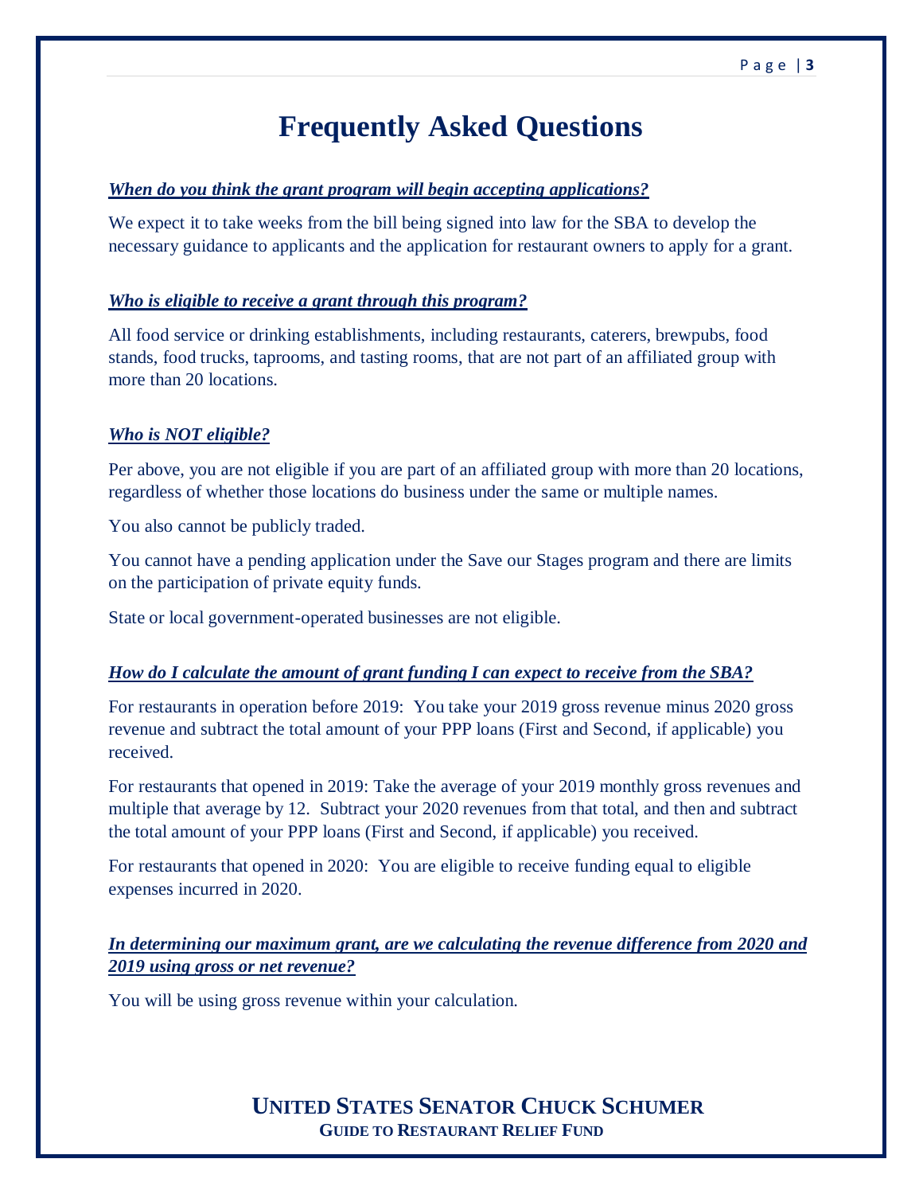# Frequently Asked Questions

***When do you think the grant program will begin accepting applications?***

We expect it to take weeks from the bill being signed into law for the SBA to develop the necessary guidance to applicants and the application for restaurant owners to apply for a grant.

***Who is eligible to receive a grant through this program?***

All food service or drinking establishments, including restaurants, caterers, brewpubs, food stands, food trucks, taprooms, and tasting rooms, that are not part of an affiliated group with more than 20 locations.

***Who is NOT eligible?***

Per above, you are not eligible if you are part of an affiliated group with more than 20 locations, regardless of whether those locations do business under the same or multiple names.

You also cannot be publicly traded.

You cannot have a pending application under the Save our Stages program and there are limits on the participation of private equity funds.

State or local government-operated businesses are not eligible.

***How do I calculate the amount of grant funding I can expect to receive from the SBA?***

For restaurants in operation before 2019: You take your 2019 gross revenue minus 2020 gross revenue and subtract the total amount of your PPP loans (First and Second, if applicable) you received.

For restaurants that opened in 2019: Take the average of your 2019 monthly gross revenues and multiple that average by 12. Subtract your 2020 revenues from that total, and then and subtract the total amount of your PPP loans (First and Second, if applicable) you received.

For restaurants that opened in 2020: You are eligible to receive funding equal to eligible expenses incurred in 2020.

***In determining our maximum grant, are we calculating the revenue difference from 2020 and 2019 using gross or net revenue?***

You will be using gross revenue within your calculation.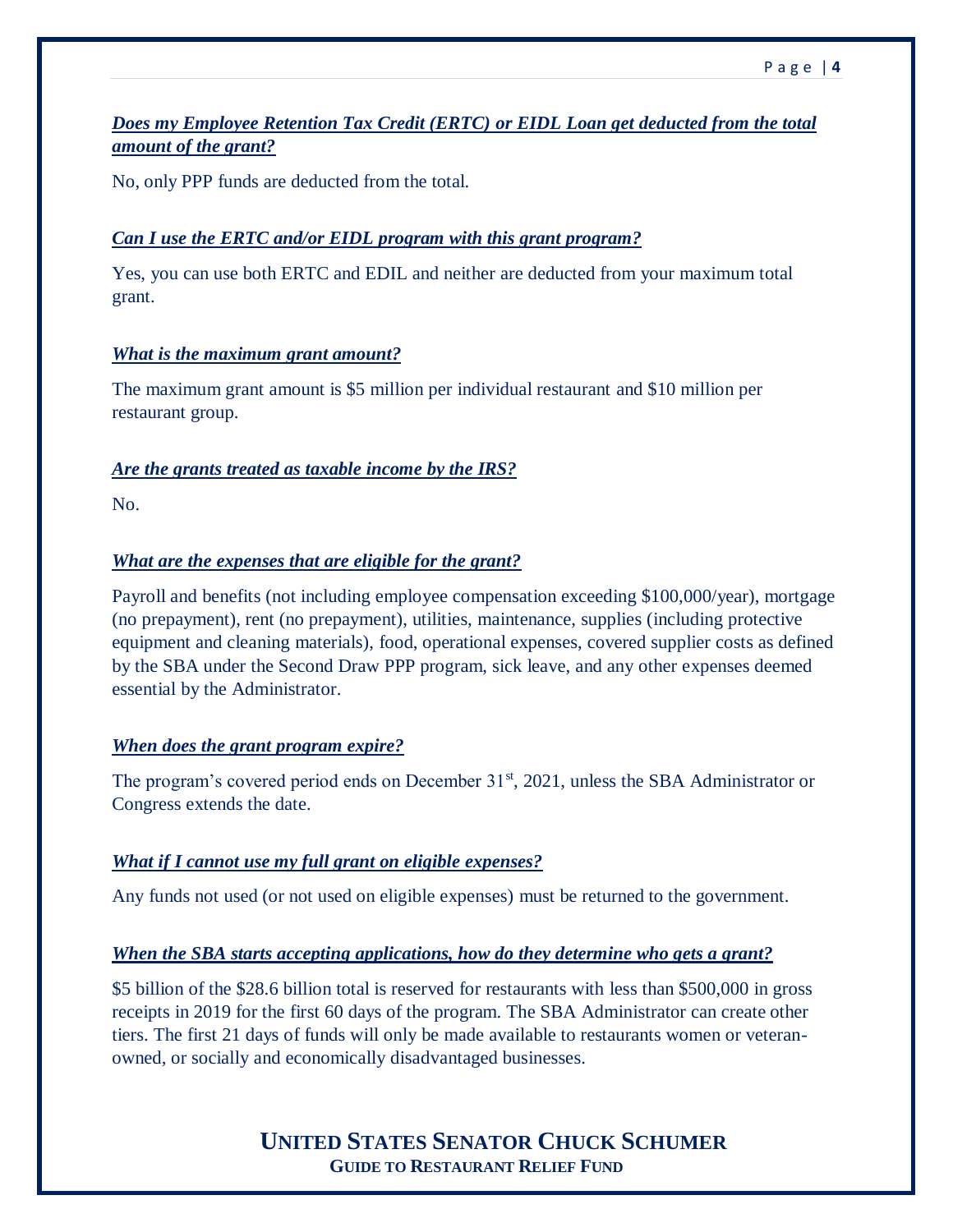***Does my Employee Retention Tax Credit (ERTC) or EIDL Loan get deducted from the total amount of the grant?***

No, only PPP funds are deducted from the total.

***Can I use the ERTC and/or EIDL program with this grant program?***

Yes, you can use both ERTC and EDIL and neither are deducted from your maximum total grant.

***What is the maximum grant amount?***

The maximum grant amount is $5 million per individual restaurant and $10 million per restaurant group.

***Are the grants treated as taxable income by the IRS?***

No.

***What are the expenses that are eligible for the grant?***

Payroll and benefits (not including employee compensation exceeding $100,000/year), mortgage (no prepayment), rent (no prepayment), utilities, maintenance, supplies (including protective equipment and cleaning materials), food, operational expenses, covered supplier costs as defined by the SBA under the Second Draw PPP program, sick leave, and any other expenses deemed essential by the Administrator.

***When does the grant program expire?***

The program's covered period ends on December 31st, 2021, unless the SBA Administrator or Congress extends the date.

***What if I cannot use my full grant on eligible expenses?***

Any funds not used (or not used on eligible expenses) must be returned to the government.

***When the SBA starts accepting applications, how do they determine who gets a grant?***

$5 billion of the $28.6 billion total is reserved for restaurants with less than $500,000 in gross receipts in 2019 for the first 60 days of the program. The SBA Administrator can create other tiers. The first 21 days of funds will only be made available to restaurants women or veteran-owned, or socially and economically disadvantaged businesses.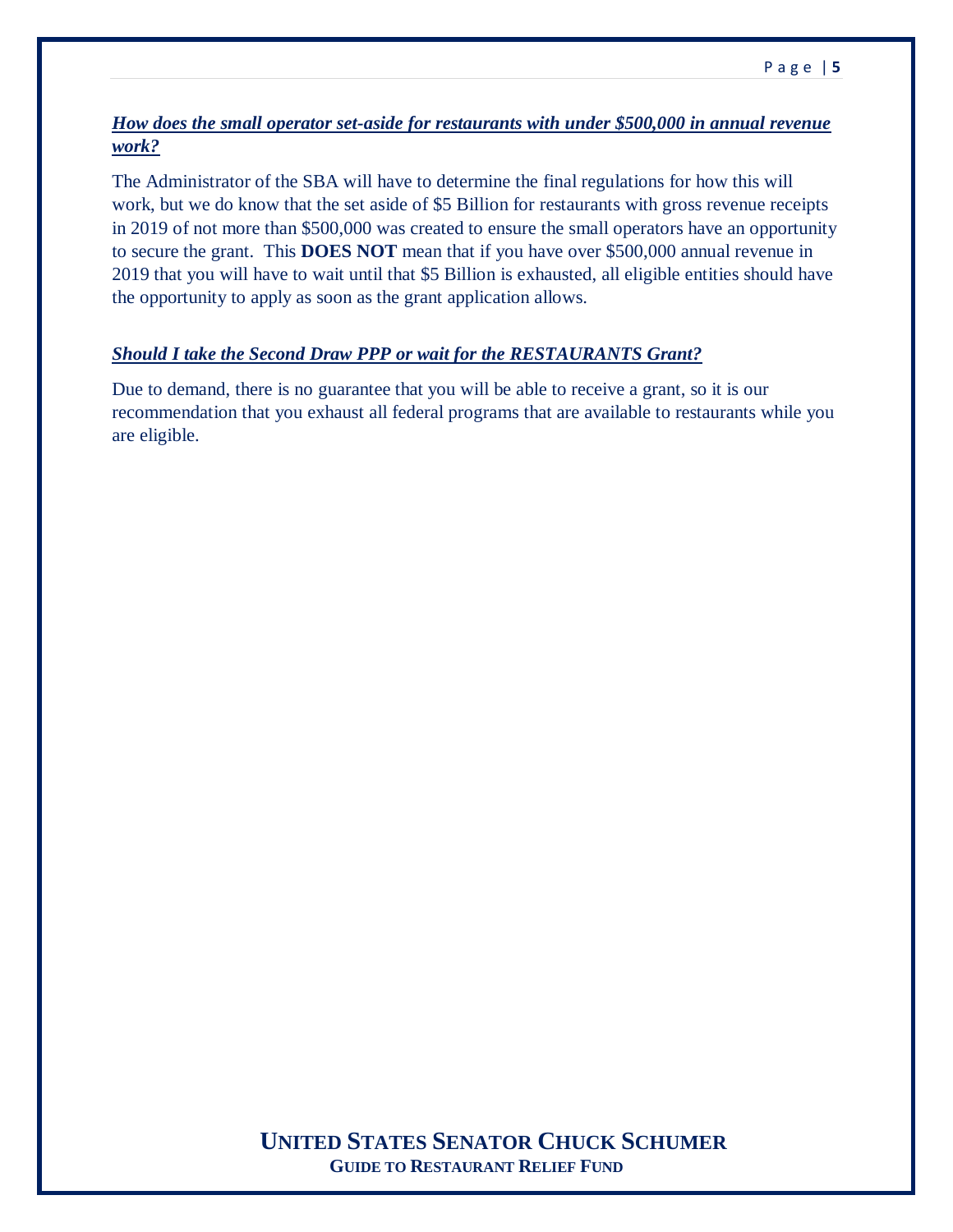### ***How does the small operator set-aside for restaurants with under $500,000 in annual revenue work?***

The Administrator of the SBA will have to determine the final regulations for how this will work, but we do know that the set aside of $5 Billion for restaurants with gross revenue receipts in 2019 of not more than $500,000 was created to ensure the small operators have an opportunity to secure the grant. This **DOES NOT** mean that if you have over $500,000 annual revenue in 2019 that you will have to wait until that $5 Billion is exhausted, all eligible entities should have the opportunity to apply as soon as the grant application allows.

### ***Should I take the Second Draw PPP or wait for the RESTAURANTS Grant?***

Due to demand, there is no guarantee that you will be able to receive a grant, so it is our recommendation that you exhaust all federal programs that are available to restaurants while you are eligible.